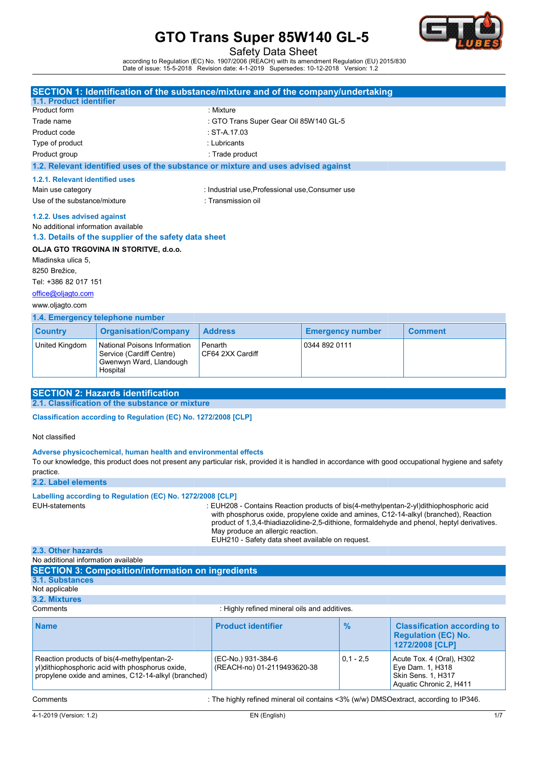# GTO Trans Super 85W140 GL-5

Safety Data Sheet

according to Regulation (EC) No. 1907/2006 (REACH) with its amendment Regulation (EU) 2015/830
Date of issue: 15-5-2018 Revision date: 4-1-2019 Supersedes: 10-12-2018 Version: 1.2

## SECTION 1: Identification of the substance/mixture and of the company/undertaking

### 1.1. Product identifier

Product form : Mixture
Trade name : GTO Trans Super Gear Oil 85W140 GL-5
Product code : ST-A.17.03
Type of product : Lubricants
Product group : Trade product

### 1.2. Relevant identified uses of the substance or mixture and uses advised against

#### 1.2.1. Relevant identified uses

Main use category : Industrial use,Professional use,Consumer use
Use of the substance/mixture : Transmission oil

#### 1.2.2. Uses advised against

No additional information available

### 1.3. Details of the supplier of the safety data sheet

**OLJA GTO TRGOVINA IN STORITVE, d.o.o.**
Mladinska ulica 5,
8250 Brežice,
Tel: +386 82 017 151
office@oljagto.com
www.oljagto.com

### 1.4. Emergency telephone number

| Country | Organisation/Company | Address | Emergency number | Comment |
|---|---|---|---|---|
| United Kingdom | National Poisons Information Service (Cardiff Centre) Gwenwyn Ward, Llandough Hospital | Penarth CF64 2XX Cardiff | 0344 892 0111 | |

## SECTION 2: Hazards identification

### 2.1. Classification of the substance or mixture

**Classification according to Regulation (EC) No. 1272/2008 [CLP]**

Not classified

**Adverse physicochemical, human health and environmental effects**

To our knowledge, this product does not present any particular risk, provided it is handled in accordance with good occupational hygiene and safety practice.

### 2.2. Label elements

**Labelling according to Regulation (EC) No. 1272/2008 [CLP]**

EUH-statements : EUH208 - Contains Reaction products of bis(4-methylpentan-2-yl)dithiophosphoric acid with phosphorus oxide, propylene oxide and amines, C12-14-alkyl (branched), Reaction product of 1,3,4-thiadiazolidine-2,5-dithione, formaldehyde and phenol, heptyl derivatives. May produce an allergic reaction.
EUH210 - Safety data sheet available on request.

### 2.3. Other hazards

No additional information available

## SECTION 3: Composition/information on ingredients

### 3.1. Substances

Not applicable

### 3.2. Mixtures

Comments : Highly refined mineral oils and additives.

| Name | Product identifier | % | Classification according to Regulation (EC) No. 1272/2008 [CLP] |
|---|---|---|---|
| Reaction products of bis(4-methylpentan-2-yl)dithiophosphoric acid with phosphorus oxide, propylene oxide and amines, C12-14-alkyl (branched) | (EC-No.) 931-384-6<br>(REACH-no) 01-2119493620-38 | 0,1 - 2,5 | Acute Tox. 4 (Oral), H302<br>Eye Dam. 1, H318<br>Skin Sens. 1, H317<br>Aquatic Chronic 2, H411 |

Comments : The highly refined mineral oil contains <3% (w/w) DMSOextract, according to IP346.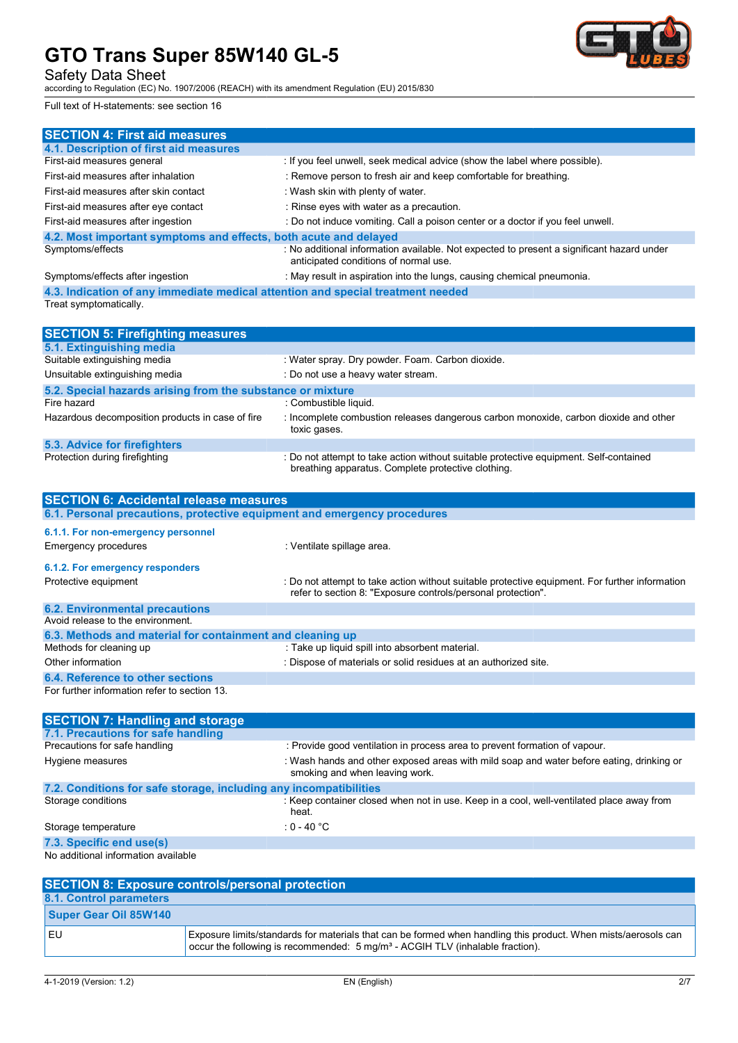Full text of H-statements: see section 16

## SECTION 4: First aid measures

### 4.1. Description of first aid measures

| | |
|---|---|
| First-aid measures general | : If you feel unwell, seek medical advice (show the label where possible). |
| First-aid measures after inhalation | : Remove person to fresh air and keep comfortable for breathing. |
| First-aid measures after skin contact | : Wash skin with plenty of water. |
| First-aid measures after eye contact | : Rinse eyes with water as a precaution. |
| First-aid measures after ingestion | : Do not induce vomiting. Call a poison center or a doctor if you feel unwell. |

### 4.2. Most important symptoms and effects, both acute and delayed

| | |
|---|---|
| Symptoms/effects | : No additional information available. Not expected to present a significant hazard under anticipated conditions of normal use. |
| Symptoms/effects after ingestion | : May result in aspiration into the lungs, causing chemical pneumonia. |

### 4.3. Indication of any immediate medical attention and special treatment needed

Treat symptomatically.

## SECTION 5: Firefighting measures

### 5.1. Extinguishing media

| | |
|---|---|
| Suitable extinguishing media | : Water spray. Dry powder. Foam. Carbon dioxide. |
| Unsuitable extinguishing media | : Do not use a heavy water stream. |

### 5.2. Special hazards arising from the substance or mixture

| | |
|---|---|
| Fire hazard | : Combustible liquid. |
| Hazardous decomposition products in case of fire | : Incomplete combustion releases dangerous carbon monoxide, carbon dioxide and other toxic gases. |

### 5.3. Advice for firefighters

| | |
|---|---|
| Protection during firefighting | : Do not attempt to take action without suitable protective equipment. Self-contained breathing apparatus. Complete protective clothing. |

## SECTION 6: Accidental release measures

### 6.1. Personal precautions, protective equipment and emergency procedures

#### 6.1.1. For non-emergency personnel

| | |
|---|---|
| Emergency procedures | : Ventilate spillage area. |

#### 6.1.2. For emergency responders

| | |
|---|---|
| Protective equipment | : Do not attempt to take action without suitable protective equipment. For further information refer to section 8: "Exposure controls/personal protection". |

### 6.2. Environmental precautions

Avoid release to the environment.

### 6.3. Methods and material for containment and cleaning up

| | |
|---|---|
| Methods for cleaning up | : Take up liquid spill into absorbent material. |
| Other information | : Dispose of materials or solid residues at an authorized site. |

### 6.4. Reference to other sections

For further information refer to section 13.

## SECTION 7: Handling and storage

### 7.1. Precautions for safe handling

| | |
|---|---|
| Precautions for safe handling | : Provide good ventilation in process area to prevent formation of vapour. |
| Hygiene measures | : Wash hands and other exposed areas with mild soap and water before eating, drinking or smoking and when leaving work. |

### 7.2. Conditions for safe storage, including any incompatibilities

| | |
|---|---|
| Storage conditions | : Keep container closed when not in use. Keep in a cool, well-ventilated place away from heat. |
| Storage temperature | : 0 - 40 °C |

### 7.3. Specific end use(s)

No additional information available

## SECTION 8: Exposure controls/personal protection

### 8.1. Control parameters

| Super Gear Oil 85W140 | |
|---|---|
| EU | Exposure limits/standards for materials that can be formed when handling this product. When mists/aerosols can occur the following is recommended: 5 mg/m³ - ACGIH TLV (inhalable fraction). |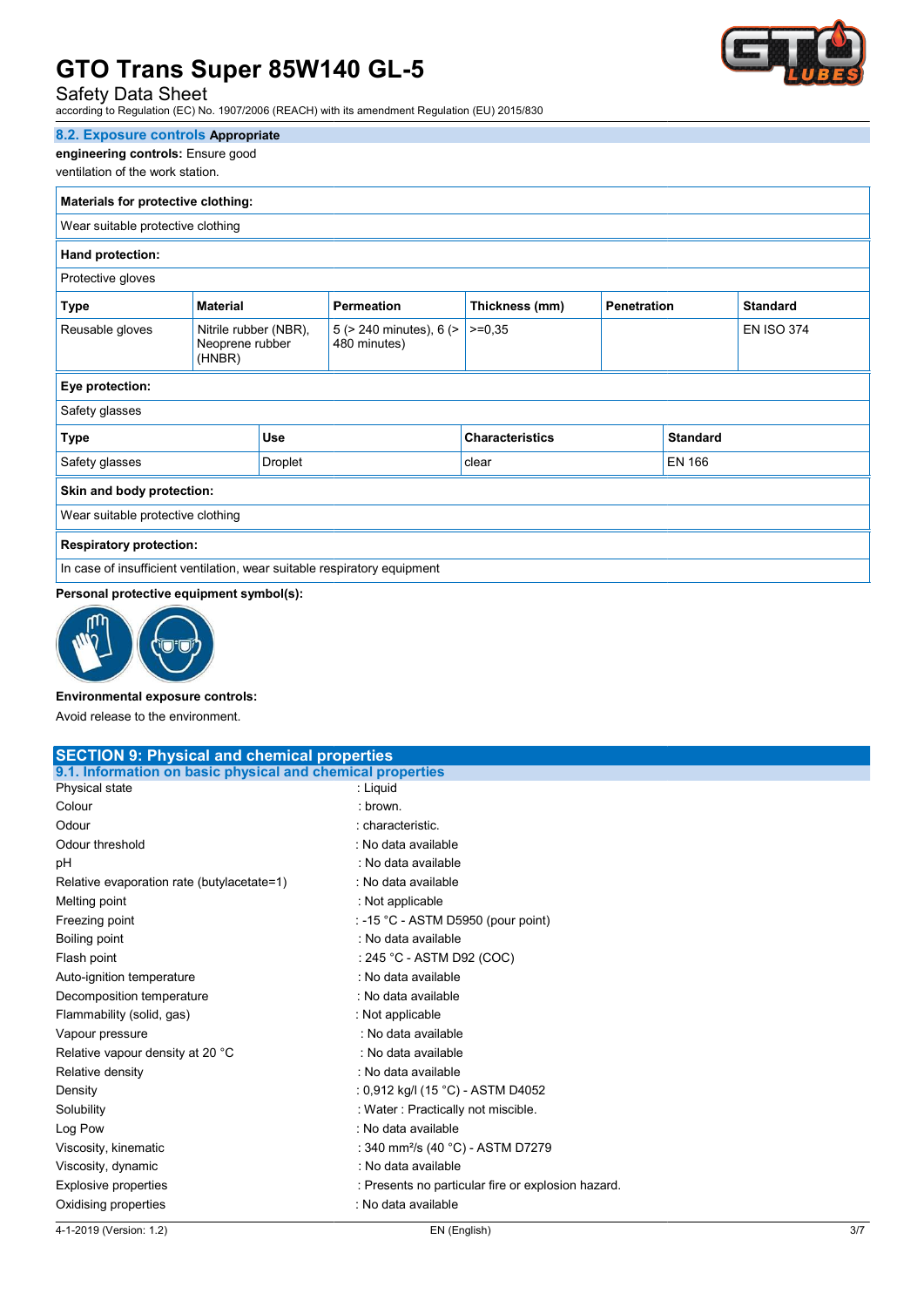### 8.2. Exposure controls

**Appropriate engineering controls:** Ensure good ventilation of the work station.

| **Materials for protective clothing:** | | | | | |
|---|---|---|---|---|---|
| Wear suitable protective clothing | | | | | |

| **Hand protection:** | | | | | |
|---|---|---|---|---|---|
| Protective gloves | | | | | |
| **Type** | **Material** | **Permeation** | **Thickness (mm)** | **Penetration** | **Standard** |
| Reusable gloves | Nitrile rubber (NBR), Neoprene rubber (HNBR) | 5 (> 240 minutes), 6 (> 480 minutes) | >=0,35 | | EN ISO 374 |

| **Eye protection:** | | | |
|---|---|---|---|
| Safety glasses | | | |
| **Type** | **Use** | **Characteristics** | **Standard** |
| Safety glasses | Droplet | clear | EN 166 |

| **Skin and body protection:** |
|---|
| Wear suitable protective clothing |

| **Respiratory protection:** |
|---|
| In case of insufficient ventilation, wear suitable respiratory equipment |

**Personal protective equipment symbol(s):**

**Environmental exposure controls:**

Avoid release to the environment.

## SECTION 9: Physical and chemical properties

### 9.1. Information on basic physical and chemical properties

| | |
|---|---|
| Physical state | : Liquid |
| Colour | : brown. |
| Odour | : characteristic. |
| Odour threshold | : No data available |
| pH | : No data available |
| Relative evaporation rate (butylacetate=1) | : No data available |
| Melting point | : Not applicable |
| Freezing point | : -15 °C - ASTM D5950 (pour point) |
| Boiling point | : No data available |
| Flash point | : 245 °C - ASTM D92 (COC) |
| Auto-ignition temperature | : No data available |
| Decomposition temperature | : No data available |
| Flammability (solid, gas) | : Not applicable |
| Vapour pressure | : No data available |
| Relative vapour density at 20 °C | : No data available |
| Relative density | : No data available |
| Density | : 0,912 kg/l (15 °C) - ASTM D4052 |
| Solubility | : Water : Practically not miscible. |
| Log Pow | : No data available |
| Viscosity, kinematic | : 340 mm²/s (40 °C) - ASTM D7279 |
| Viscosity, dynamic | : No data available |
| Explosive properties | : Presents no particular fire or explosion hazard. |
| Oxidising properties | : No data available |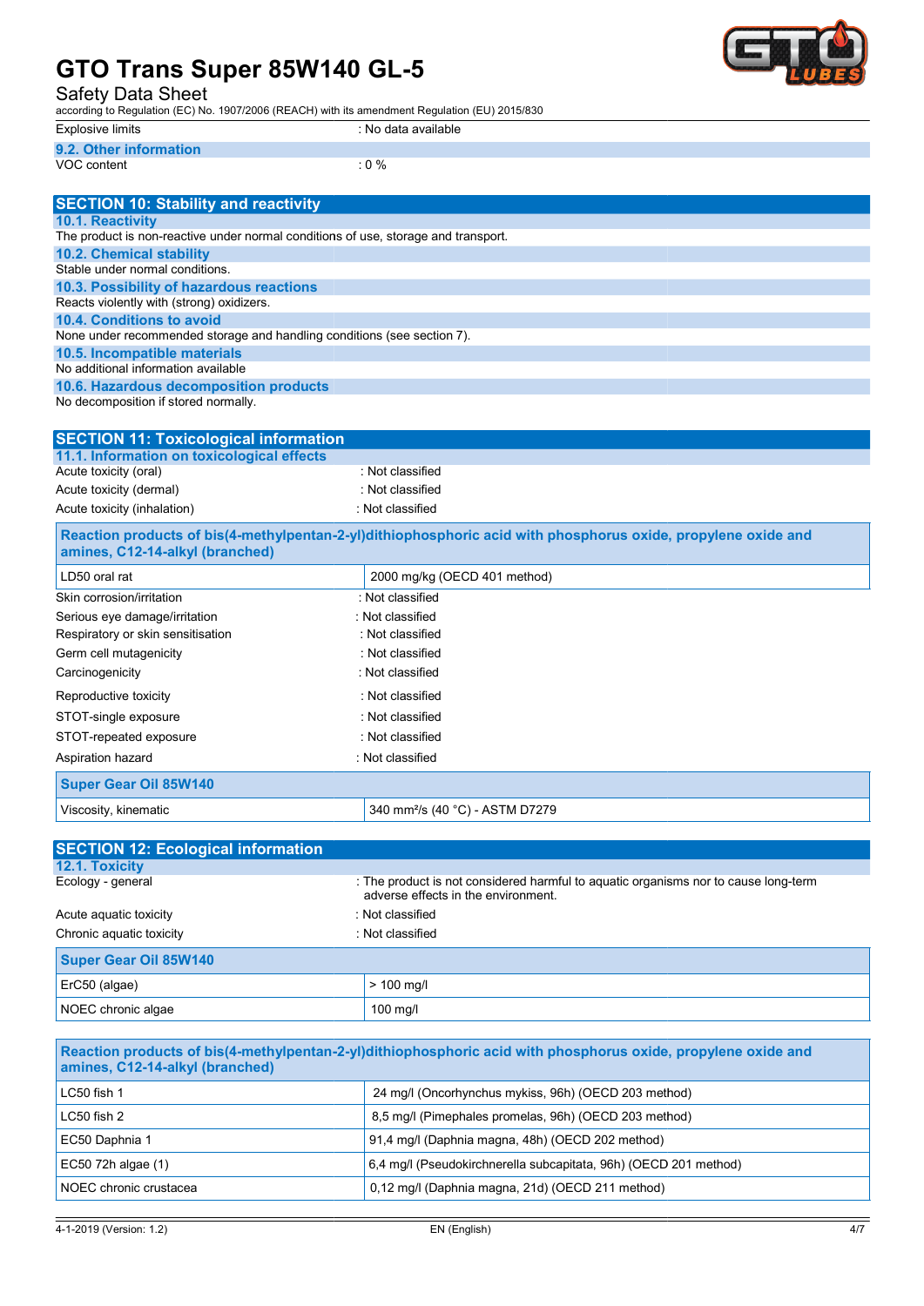| | |
|---|---|
| Explosive limits | : No data available |

### 9.2. Other information

| | |
|---|---|
| VOC content | : 0 % |

## SECTION 10: Stability and reactivity

### 10.1. Reactivity

The product is non-reactive under normal conditions of use, storage and transport.

### 10.2. Chemical stability

Stable under normal conditions.

### 10.3. Possibility of hazardous reactions

Reacts violently with (strong) oxidizers.

### 10.4. Conditions to avoid

None under recommended storage and handling conditions (see section 7).

### 10.5. Incompatible materials

No additional information available

### 10.6. Hazardous decomposition products

No decomposition if stored normally.

## SECTION 11: Toxicological information

### 11.1. Information on toxicological effects

| | |
|---|---|
| Acute toxicity (oral) | : Not classified |
| Acute toxicity (dermal) | : Not classified |
| Acute toxicity (inhalation) | : Not classified |

| **Reaction products of bis(4-methylpentan-2-yl)dithiophosphoric acid with phosphorus oxide, propylene oxide and amines, C12-14-alkyl (branched)** | |
|---|---|
| LD50 oral rat | 2000 mg/kg (OECD 401 method) |

| | |
|---|---|
| Skin corrosion/irritation | : Not classified |
| Serious eye damage/irritation | : Not classified |
| Respiratory or skin sensitisation | : Not classified |
| Germ cell mutagenicity | : Not classified |
| Carcinogenicity | : Not classified |
| Reproductive toxicity | : Not classified |
| STOT-single exposure | : Not classified |
| STOT-repeated exposure | : Not classified |
| Aspiration hazard | : Not classified |

| **Super Gear Oil 85W140** | |
|---|---|
| Viscosity, kinematic | 340 mm²/s (40 °C) - ASTM D7279 |

## SECTION 12: Ecological information

### 12.1. Toxicity

| | |
|---|---|
| Ecology - general | : The product is not considered harmful to aquatic organisms nor to cause long-term adverse effects in the environment. |
| Acute aquatic toxicity | : Not classified |
| Chronic aquatic toxicity | : Not classified |

| **Super Gear Oil 85W140** | |
|---|---|
| ErC50 (algae) | > 100 mg/l |
| NOEC chronic algae | 100 mg/l |

| **Reaction products of bis(4-methylpentan-2-yl)dithiophosphoric acid with phosphorus oxide, propylene oxide and amines, C12-14-alkyl (branched)** | |
|---|---|
| LC50 fish 1 | 24 mg/l (Oncorhynchus mykiss, 96h) (OECD 203 method) |
| LC50 fish 2 | 8,5 mg/l (Pimephales promelas, 96h) (OECD 203 method) |
| EC50 Daphnia 1 | 91,4 mg/l (Daphnia magna, 48h) (OECD 202 method) |
| EC50 72h algae (1) | 6,4 mg/l (Pseudokirchnerella subcapitata, 96h) (OECD 201 method) |
| NOEC chronic crustacea | 0,12 mg/l (Daphnia magna, 21d) (OECD 211 method) |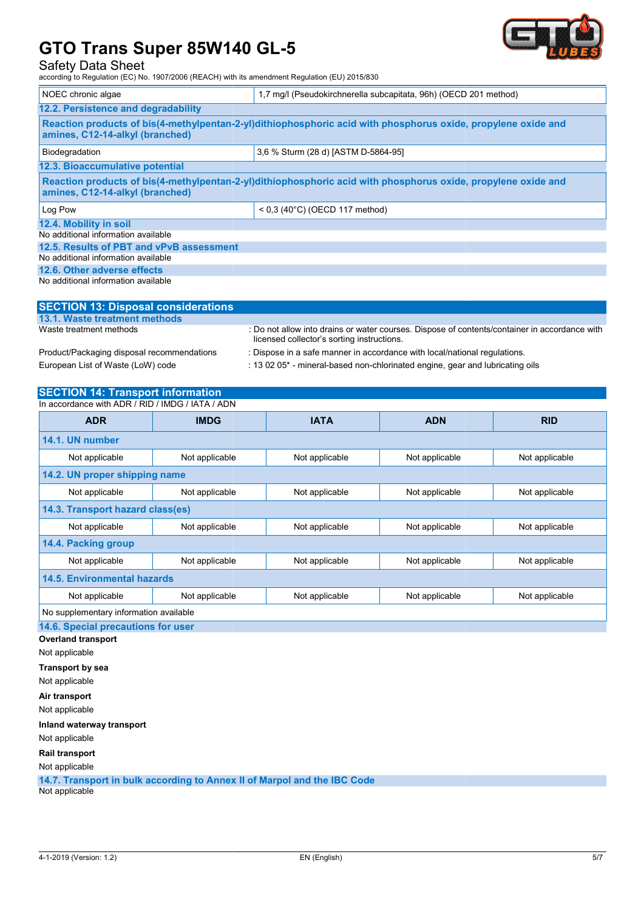| NOEC chronic algae | 1,7 mg/l (Pseudokirchnerella subcapitata, 96h) (OECD 201 method) |
|---|---|

### 12.2. Persistence and degradability

**Reaction products of bis(4-methylpentan-2-yl)dithiophosphoric acid with phosphorus oxide, propylene oxide and amines, C12-14-alkyl (branched)**

| Biodegradation | 3,6 % Sturm (28 d) [ASTM D-5864-95] |
|---|---|

### 12.3. Bioaccumulative potential

**Reaction products of bis(4-methylpentan-2-yl)dithiophosphoric acid with phosphorus oxide, propylene oxide and amines, C12-14-alkyl (branched)**

| Log Pow | < 0,3 (40°C) (OECD 117 method) |
|---|---|

### 12.4. Mobility in soil

No additional information available

### 12.5. Results of PBT and vPvB assessment

No additional information available

### 12.6. Other adverse effects

No additional information available

## SECTION 13: Disposal considerations

### 13.1. Waste treatment methods

Waste treatment methods : Do not allow into drains or water courses. Dispose of contents/container in accordance with licensed collector's sorting instructions.

Product/Packaging disposal recommendations : Dispose in a safe manner in accordance with local/national regulations.

European List of Waste (LoW) code : 13 02 05* - mineral-based non-chlorinated engine, gear and lubricating oils

## SECTION 14: Transport information

In accordance with ADR / RID / IMDG / IATA / ADN

| ADR | IMDG | IATA | ADN | RID |
|---|---|---|---|---|
| **14.1. UN number** | | | | |
| Not applicable | Not applicable | Not applicable | Not applicable | Not applicable |
| **14.2. UN proper shipping name** | | | | |
| Not applicable | Not applicable | Not applicable | Not applicable | Not applicable |
| **14.3. Transport hazard class(es)** | | | | |
| Not applicable | Not applicable | Not applicable | Not applicable | Not applicable |
| **14.4. Packing group** | | | | |
| Not applicable | Not applicable | Not applicable | Not applicable | Not applicable |
| **14.5. Environmental hazards** | | | | |
| Not applicable | Not applicable | Not applicable | Not applicable | Not applicable |
| No supplementary information available | | | | |

### 14.6. Special precautions for user

**Overland transport**

Not applicable

**Transport by sea**

Not applicable

**Air transport**

Not applicable

**Inland waterway transport**

Not applicable

**Rail transport**

Not applicable

### 14.7. Transport in bulk according to Annex II of Marpol and the IBC Code

Not applicable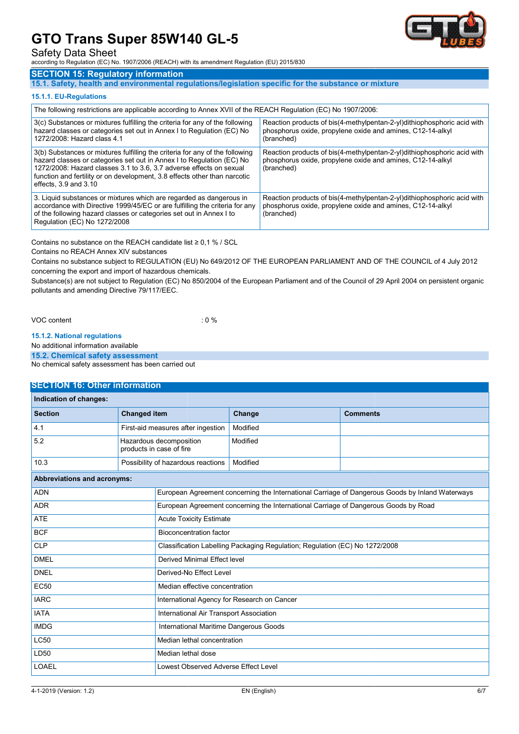## SECTION 15: Regulatory information

### 15.1. Safety, health and environmental regulations/legislation specific for the substance or mixture

#### 15.1.1. EU-Regulations

| The following restrictions are applicable according to Annex XVII of the REACH Regulation (EC) No 1907/2006: | |
|---|---|
| 3(c) Substances or mixtures fulfilling the criteria for any of the following hazard classes or categories set out in Annex I to Regulation (EC) No 1272/2008: Hazard class 4.1 | Reaction products of bis(4-methylpentan-2-yl)dithiophosphoric acid with phosphorus oxide, propylene oxide and amines, C12-14-alkyl (branched) |
| 3(b) Substances or mixtures fulfilling the criteria for any of the following hazard classes or categories set out in Annex I to Regulation (EC) No 1272/2008: Hazard classes 3.1 to 3.6, 3.7 adverse effects on sexual function and fertility or on development, 3.8 effects other than narcotic effects, 3.9 and 3.10 | Reaction products of bis(4-methylpentan-2-yl)dithiophosphoric acid with phosphorus oxide, propylene oxide and amines, C12-14-alkyl (branched) |
| 3. Liquid substances or mixtures which are regarded as dangerous in accordance with Directive 1999/45/EC or are fulfilling the criteria for any of the following hazard classes or categories set out in Annex I to Regulation (EC) No 1272/2008 | Reaction products of bis(4-methylpentan-2-yl)dithiophosphoric acid with phosphorus oxide, propylene oxide and amines, C12-14-alkyl (branched) |

Contains no substance on the REACH candidate list ≥ 0,1 % / SCL

Contains no REACH Annex XIV substances

Contains no substance subject to REGULATION (EU) No 649/2012 OF THE EUROPEAN PARLIAMENT AND OF THE COUNCIL of 4 July 2012 concerning the export and import of hazardous chemicals.

Substance(s) are not subject to Regulation (EC) No 850/2004 of the European Parliament and of the Council of 29 April 2004 on persistent organic pollutants and amending Directive 79/117/EEC.

VOC content : 0 %

#### 15.1.2. National regulations

No additional information available

### 15.2. Chemical safety assessment

No chemical safety assessment has been carried out

## SECTION 16: Other information

**Indication of changes:**

| Section | Changed item | Change | Comments |
|---|---|---|---|
| 4.1 | First-aid measures after ingestion | Modified | |
| 5.2 | Hazardous decomposition products in case of fire | Modified | |
| 10.3 | Possibility of hazardous reactions | Modified | |

**Abbreviations and acronyms:**

| | |
|---|---|
| ADN | European Agreement concerning the International Carriage of Dangerous Goods by Inland Waterways |
| ADR | European Agreement concerning the International Carriage of Dangerous Goods by Road |
| ATE | Acute Toxicity Estimate |
| BCF | Bioconcentration factor |
| CLP | Classification Labelling Packaging Regulation; Regulation (EC) No 1272/2008 |
| DMEL | Derived Minimal Effect level |
| DNEL | Derived-No Effect Level |
| EC50 | Median effective concentration |
| IARC | International Agency for Research on Cancer |
| IATA | International Air Transport Association |
| IMDG | International Maritime Dangerous Goods |
| LC50 | Median lethal concentration |
| LD50 | Median lethal dose |
| LOAEL | Lowest Observed Adverse Effect Level |